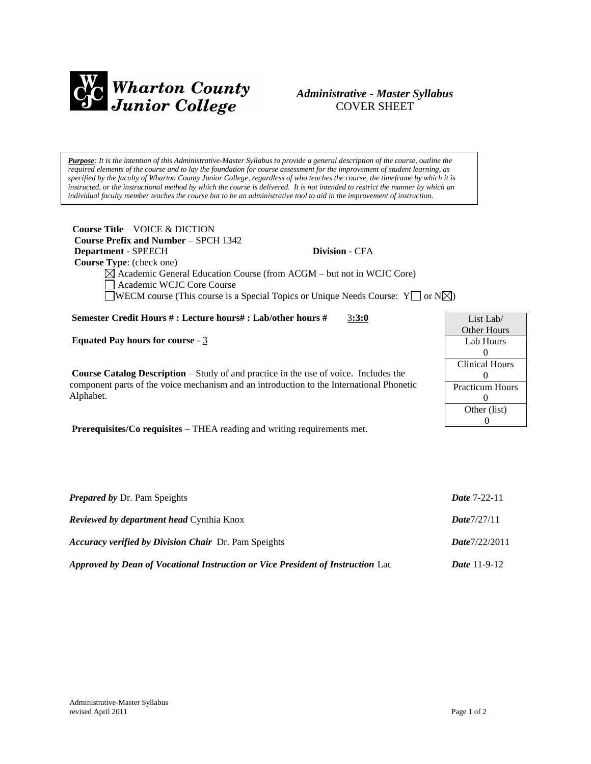**Wharton County Junior College**

# *Administrative - Master Syllabus*
## COVER SHEET

> ***Purpose****: It is the intention of this Administrative-Master Syllabus to provide a general description of the course, outline the required elements of the course and to lay the foundation for course assessment for the improvement of student learning, as specified by the faculty of Wharton County Junior College, regardless of who teaches the course, the timeframe by which it is instructed, or the instructional method by which the course is delivered. It is not intended to restrict the manner by which an individual faculty member teaches the course but to be an administrative tool to aid in the improvement of instruction.*

**Course Title** – VOICE & DICTION
**Course Prefix and Number** – SPCH 1342
**Department** - SPEECH **Division** - CFA
**Course Type**: (check one)

- ☒ Academic General Education Course (from ACGM – but not in WCJC Core)
- ☐ Academic WCJC Core Course
- ☐ WECM course (This course is a Special Topics or Unique Needs Course: Y☐ or N☒)

**Semester Credit Hours # : Lecture hours# : Lab/other hours #** 3**:3:0**

**Equated Pay hours for course** - 3

| List Lab/ Other Hours |
|---|
| Lab Hours |
| 0 |
| Clinical Hours |
| 0 |
| Practicum Hours |
| 0 |
| Other (list) |
| 0 |

**Course Catalog Description** – Study of and practice in the use of voice. Includes the component parts of the voice mechanism and an introduction to the International Phonetic Alphabet.

**Prerequisites/Co requisites** – THEA reading and writing requirements met.

| | |
|---|---|
| ***Prepared by*** Dr. Pam Speights | ***Date*** 7-22-11 |
| ***Reviewed by department head*** Cynthia Knox | ***Date***7/27/11 |
| ***Accuracy verified by Division Chair*** Dr. Pam Speights | ***Date***7/22/2011 |
| ***Approved by Dean of Vocational Instruction or Vice President of Instruction*** Lac | ***Date*** 11-9-12 |

Administrative-Master Syllabus
revised April 2011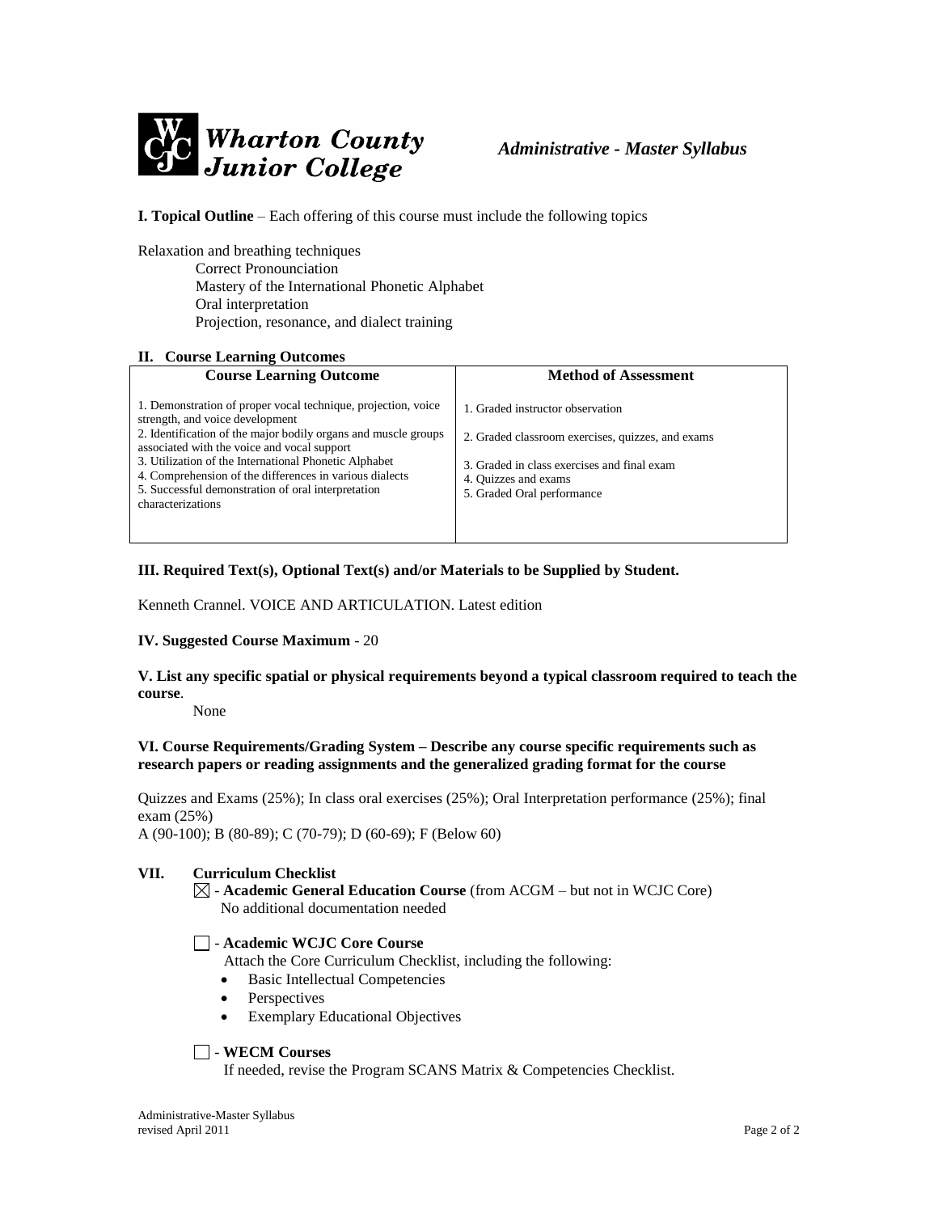**Wharton County Junior College** *Administrative - Master Syllabus*

**I. Topical Outline** – Each offering of this course must include the following topics

Relaxation and breathing techniques
Correct Pronounciation
Mastery of the International Phonetic Alphabet
Oral interpretation
Projection, resonance, and dialect training

**II. Course Learning Outcomes**

| Course Learning Outcome | Method of Assessment |
|---|---|
| 1. Demonstration of proper vocal technique, projection, voice strength, and voice development | 1. Graded instructor observation |
| 2. Identification of the major bodily organs and muscle groups associated with the voice and vocal support | 2. Graded classroom exercises, quizzes, and exams |
| 3. Utilization of the International Phonetic Alphabet | 3. Graded in class exercises and final exam |
| 4. Comprehension of the differences in various dialects | 4. Quizzes and exams |
| 5. Successful demonstration of oral interpretation characterizations | 5. Graded Oral performance |

**III. Required Text(s), Optional Text(s) and/or Materials to be Supplied by Student.**

Kenneth Crannel. VOICE AND ARTICULATION. Latest edition

**IV. Suggested Course Maximum** - 20

**V. List any specific spatial or physical requirements beyond a typical classroom required to teach the course**.

None

**VI. Course Requirements/Grading System – Describe any course specific requirements such as research papers or reading assignments and the generalized grading format for the course**

Quizzes and Exams (25%); In class oral exercises (25%); Oral Interpretation performance (25%); final exam (25%)
A (90-100); B (80-89); C (70-79); D (60-69); F (Below 60)

**VII. Curriculum Checklist**

☒ - **Academic General Education Course** (from ACGM – but not in WCJC Core)
No additional documentation needed

☐ - **Academic WCJC Core Course**
Attach the Core Curriculum Checklist, including the following:

- Basic Intellectual Competencies
- Perspectives
- Exemplary Educational Objectives

☐ - **WECM Courses**
If needed, revise the Program SCANS Matrix & Competencies Checklist.

Administrative-Master Syllabus
revised April 2011